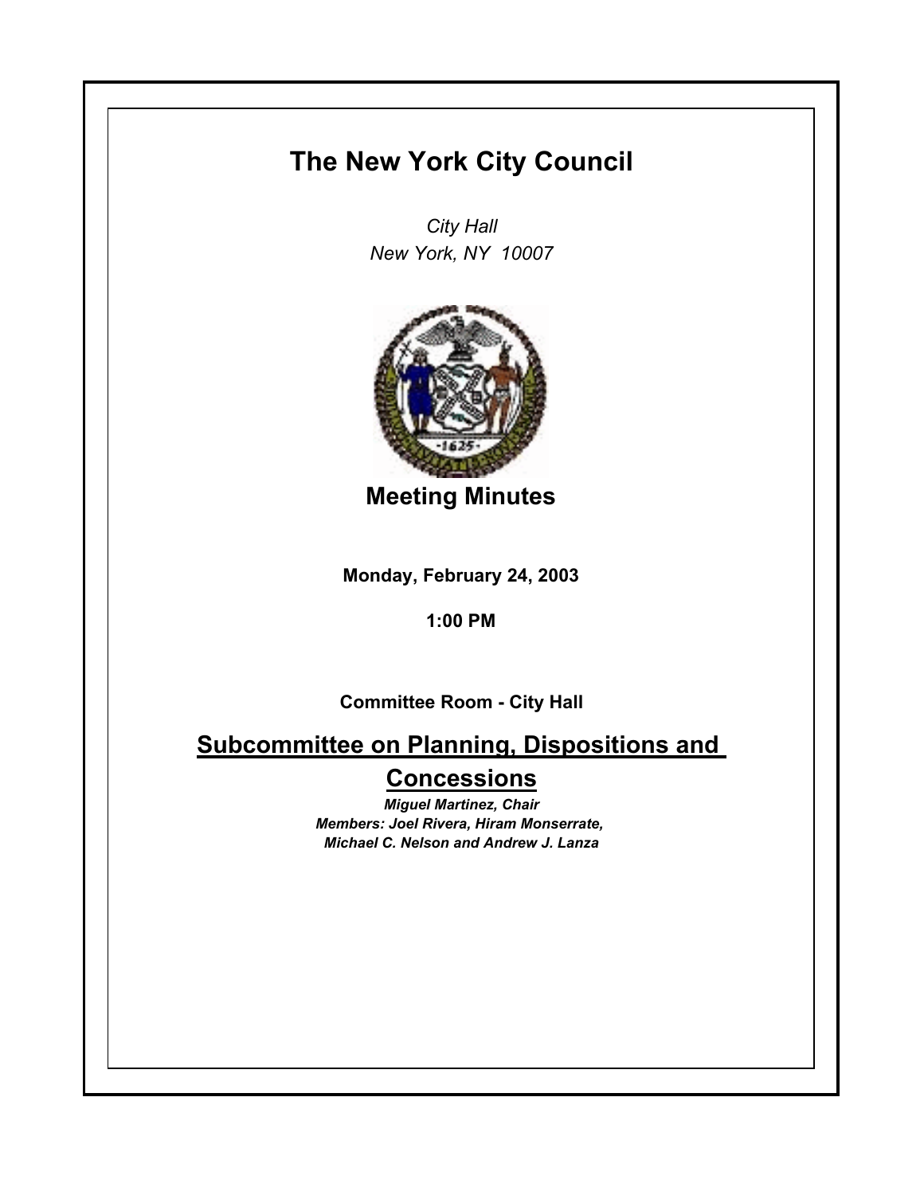# The New York City Council

*City Hall*
*New York, NY 10007*

## Meeting Minutes

**Monday, February 24, 2003**

**1:00 PM**

**Committee Room - City Hall**

## Subcommittee on Planning, Dispositions and Concessions

***Miguel Martinez, Chair***
***Members: Joel Rivera, Hiram Monserrate, Michael C. Nelson and Andrew J. Lanza***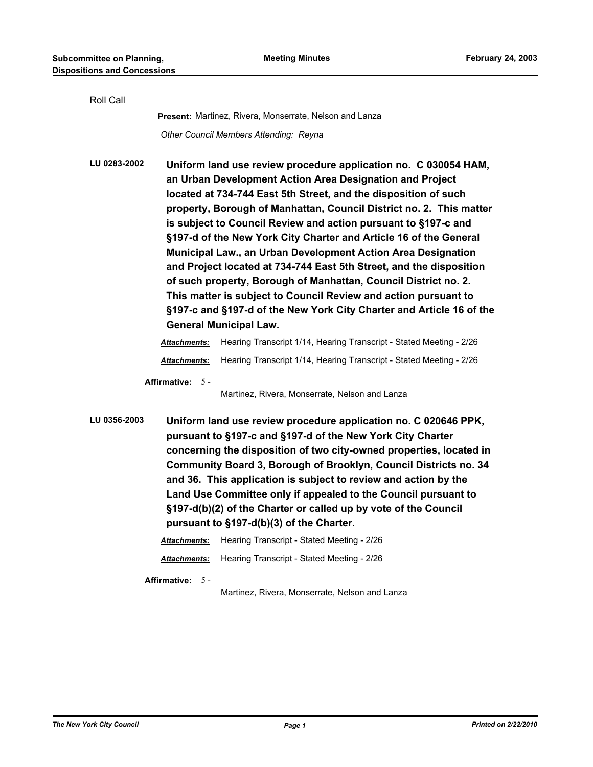Roll Call

**Present:** Martinez, Rivera, Monserrate, Nelson and Lanza

*Other Council Members Attending: Reyna*

**LU 0283-2002** **Uniform land use review procedure application no. C 030054 HAM, an Urban Development Action Area Designation and Project located at 734-744 East 5th Street, and the disposition of such property, Borough of Manhattan, Council District no. 2. This matter is subject to Council Review and action pursuant to §197-c and §197-d of the New York City Charter and Article 16 of the General Municipal Law., an Urban Development Action Area Designation and Project located at 734-744 East 5th Street, and the disposition of such property, Borough of Manhattan, Council District no. 2. This matter is subject to Council Review and action pursuant to §197-c and §197-d of the New York City Charter and Article 16 of the General Municipal Law.**

***Attachments:*** Hearing Transcript 1/14, Hearing Transcript - Stated Meeting - 2/26

***Attachments:*** Hearing Transcript 1/14, Hearing Transcript - Stated Meeting - 2/26

**Affirmative:** 5 - Martinez, Rivera, Monserrate, Nelson and Lanza

**LU 0356-2003** **Uniform land use review procedure application no. C 020646 PPK, pursuant to §197-c and §197-d of the New York City Charter concerning the disposition of two city-owned properties, located in Community Board 3, Borough of Brooklyn, Council Districts no. 34 and 36. This application is subject to review and action by the Land Use Committee only if appealed to the Council pursuant to §197-d(b)(2) of the Charter or called up by vote of the Council pursuant to §197-d(b)(3) of the Charter.**

***Attachments:*** Hearing Transcript - Stated Meeting - 2/26

***Attachments:*** Hearing Transcript - Stated Meeting - 2/26

**Affirmative:** 5 - Martinez, Rivera, Monserrate, Nelson and Lanza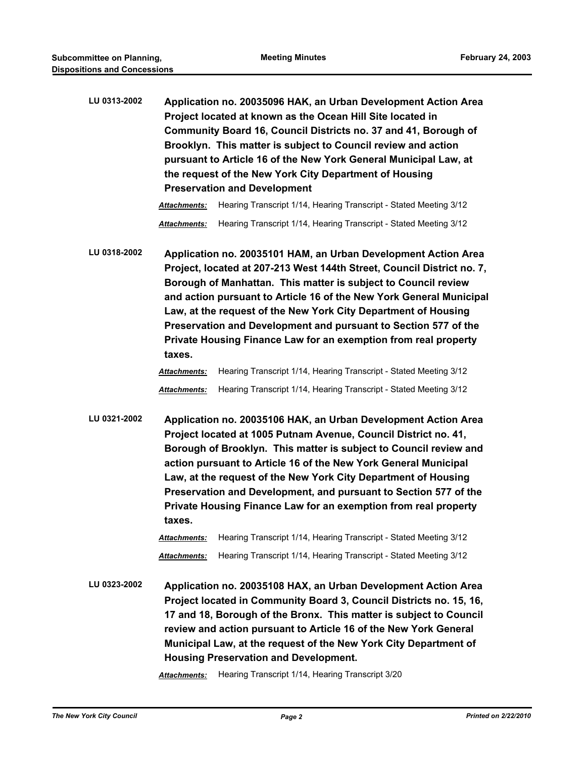**LU 0313-2002** **Application no. 20035096 HAK, an Urban Development Action Area Project located at known as the Ocean Hill Site located in Community Board 16, Council Districts no. 37 and 41, Borough of Brooklyn. This matter is subject to Council review and action pursuant to Article 16 of the New York General Municipal Law, at the request of the New York City Department of Housing Preservation and Development**

***Attachments:*** Hearing Transcript 1/14, Hearing Transcript - Stated Meeting 3/12

***Attachments:*** Hearing Transcript 1/14, Hearing Transcript - Stated Meeting 3/12

**LU 0318-2002** **Application no. 20035101 HAM, an Urban Development Action Area Project, located at 207-213 West 144th Street, Council District no. 7, Borough of Manhattan. This matter is subject to Council review and action pursuant to Article 16 of the New York General Municipal Law, at the request of the New York City Department of Housing Preservation and Development and pursuant to Section 577 of the Private Housing Finance Law for an exemption from real property taxes.**

***Attachments:*** Hearing Transcript 1/14, Hearing Transcript - Stated Meeting 3/12

***Attachments:*** Hearing Transcript 1/14, Hearing Transcript - Stated Meeting 3/12

**LU 0321-2002** **Application no. 20035106 HAK, an Urban Development Action Area Project located at 1005 Putnam Avenue, Council District no. 41, Borough of Brooklyn. This matter is subject to Council review and action pursuant to Article 16 of the New York General Municipal Law, at the request of the New York City Department of Housing Preservation and Development, and pursuant to Section 577 of the Private Housing Finance Law for an exemption from real property taxes.**

***Attachments:*** Hearing Transcript 1/14, Hearing Transcript - Stated Meeting 3/12

***Attachments:*** Hearing Transcript 1/14, Hearing Transcript - Stated Meeting 3/12

**LU 0323-2002** **Application no. 20035108 HAX, an Urban Development Action Area Project located in Community Board 3, Council Districts no. 15, 16, 17 and 18, Borough of the Bronx. This matter is subject to Council review and action pursuant to Article 16 of the New York General Municipal Law, at the request of the New York City Department of Housing Preservation and Development.**

***Attachments:*** Hearing Transcript 1/14, Hearing Transcript 3/20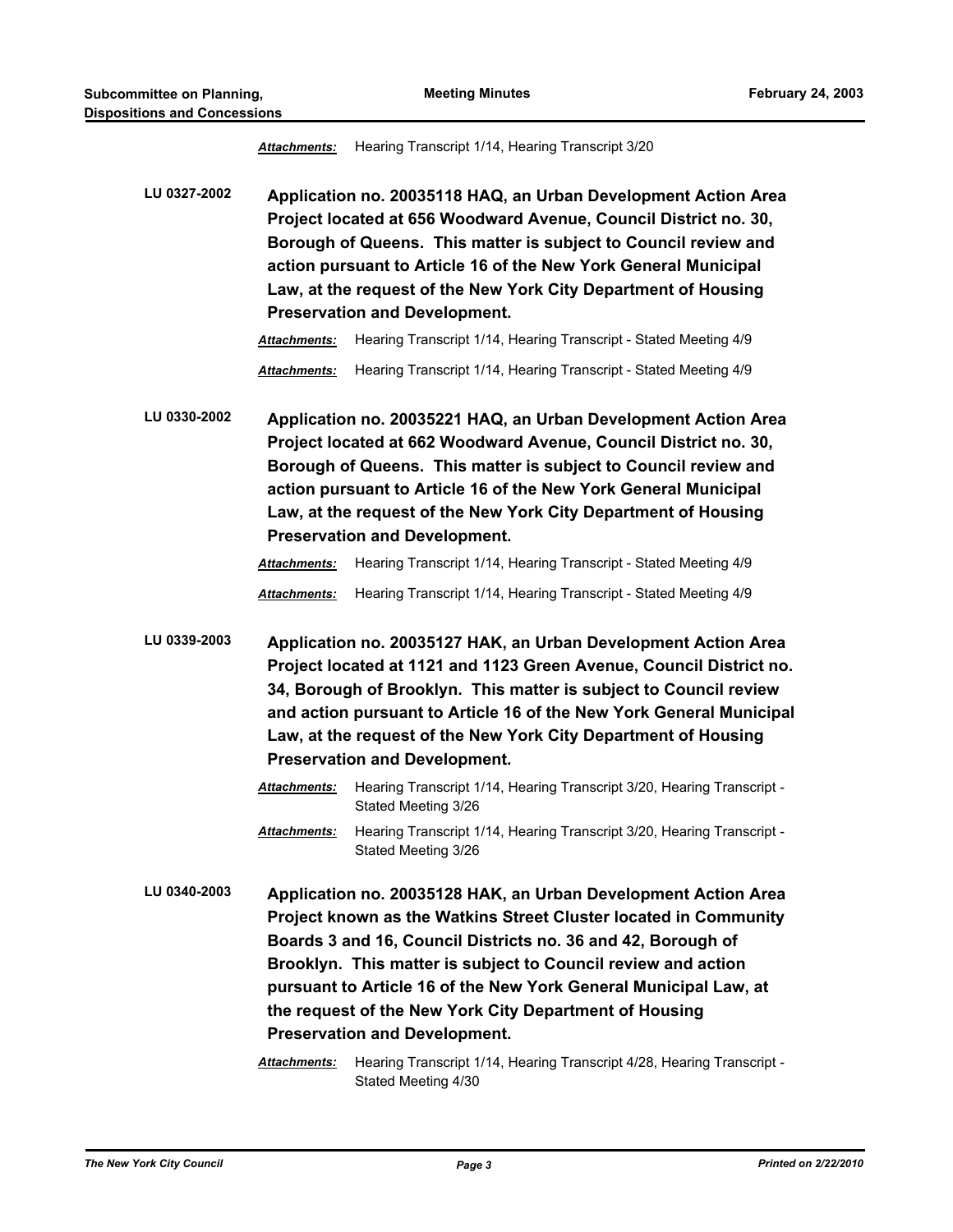***Attachments:*** Hearing Transcript 1/14, Hearing Transcript 3/20

**LU 0327-2002** **Application no. 20035118 HAQ, an Urban Development Action Area Project located at 656 Woodward Avenue, Council District no. 30, Borough of Queens. This matter is subject to Council review and action pursuant to Article 16 of the New York General Municipal Law, at the request of the New York City Department of Housing Preservation and Development.**

***Attachments:*** Hearing Transcript 1/14, Hearing Transcript - Stated Meeting 4/9

***Attachments:*** Hearing Transcript 1/14, Hearing Transcript - Stated Meeting 4/9

**LU 0330-2002** **Application no. 20035221 HAQ, an Urban Development Action Area Project located at 662 Woodward Avenue, Council District no. 30, Borough of Queens. This matter is subject to Council review and action pursuant to Article 16 of the New York General Municipal Law, at the request of the New York City Department of Housing Preservation and Development.**

***Attachments:*** Hearing Transcript 1/14, Hearing Transcript - Stated Meeting 4/9

***Attachments:*** Hearing Transcript 1/14, Hearing Transcript - Stated Meeting 4/9

**LU 0339-2003** **Application no. 20035127 HAK, an Urban Development Action Area Project located at 1121 and 1123 Green Avenue, Council District no. 34, Borough of Brooklyn. This matter is subject to Council review and action pursuant to Article 16 of the New York General Municipal Law, at the request of the New York City Department of Housing Preservation and Development.**

***Attachments:*** Hearing Transcript 1/14, Hearing Transcript 3/20, Hearing Transcript - Stated Meeting 3/26

***Attachments:*** Hearing Transcript 1/14, Hearing Transcript 3/20, Hearing Transcript - Stated Meeting 3/26

**LU 0340-2003** **Application no. 20035128 HAK, an Urban Development Action Area Project known as the Watkins Street Cluster located in Community Boards 3 and 16, Council Districts no. 36 and 42, Borough of Brooklyn. This matter is subject to Council review and action pursuant to Article 16 of the New York General Municipal Law, at the request of the New York City Department of Housing Preservation and Development.**

***Attachments:*** Hearing Transcript 1/14, Hearing Transcript 4/28, Hearing Transcript - Stated Meeting 4/30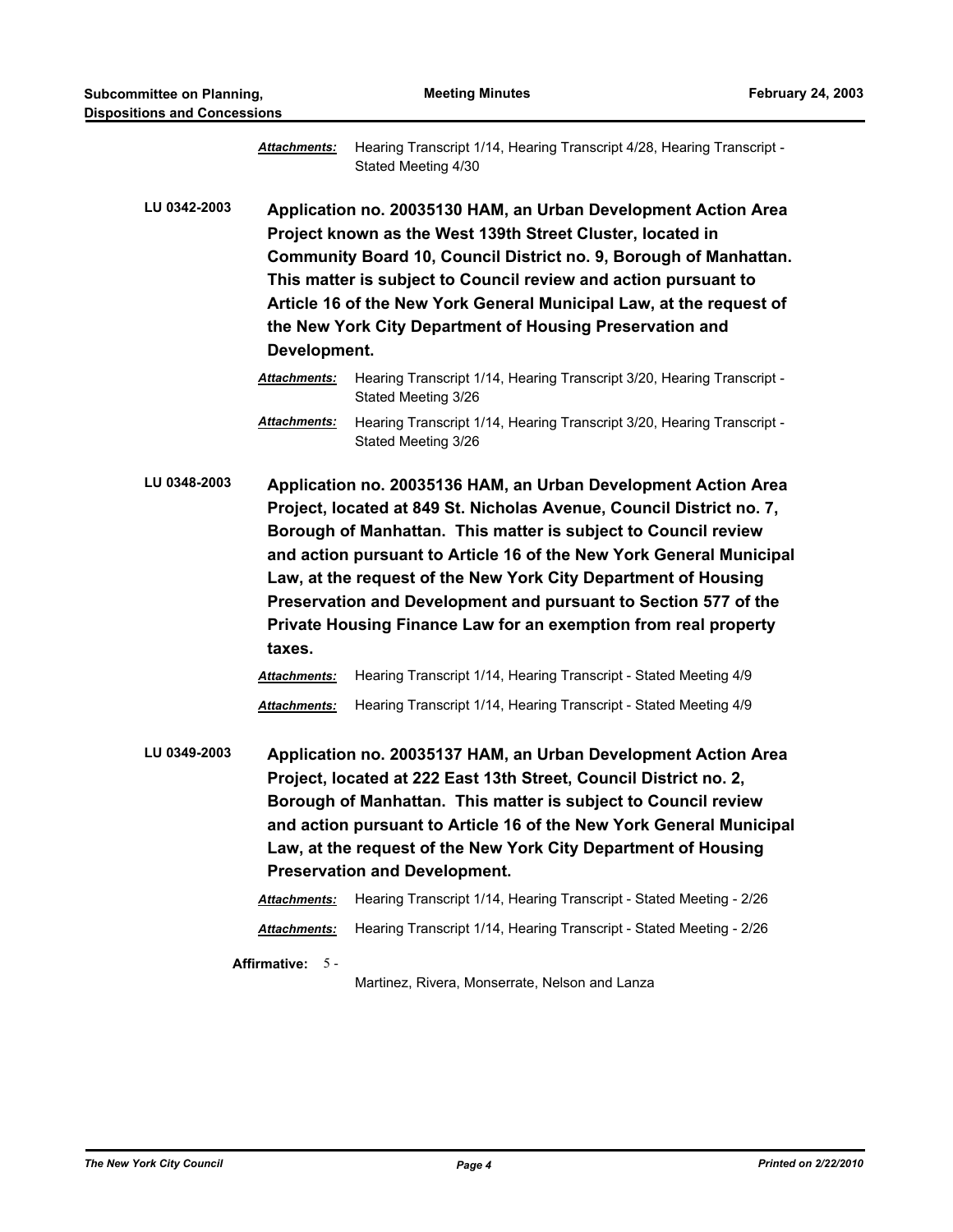***Attachments:*** Hearing Transcript 1/14, Hearing Transcript 4/28, Hearing Transcript - Stated Meeting 4/30

**LU 0342-2003** **Application no. 20035130 HAM, an Urban Development Action Area Project known as the West 139th Street Cluster, located in Community Board 10, Council District no. 9, Borough of Manhattan. This matter is subject to Council review and action pursuant to Article 16 of the New York General Municipal Law, at the request of the New York City Department of Housing Preservation and Development.**

***Attachments:*** Hearing Transcript 1/14, Hearing Transcript 3/20, Hearing Transcript - Stated Meeting 3/26

***Attachments:*** Hearing Transcript 1/14, Hearing Transcript 3/20, Hearing Transcript - Stated Meeting 3/26

**LU 0348-2003** **Application no. 20035136 HAM, an Urban Development Action Area Project, located at 849 St. Nicholas Avenue, Council District no. 7, Borough of Manhattan. This matter is subject to Council review and action pursuant to Article 16 of the New York General Municipal Law, at the request of the New York City Department of Housing Preservation and Development and pursuant to Section 577 of the Private Housing Finance Law for an exemption from real property taxes.**

***Attachments:*** Hearing Transcript 1/14, Hearing Transcript - Stated Meeting 4/9

***Attachments:*** Hearing Transcript 1/14, Hearing Transcript - Stated Meeting 4/9

**LU 0349-2003** **Application no. 20035137 HAM, an Urban Development Action Area Project, located at 222 East 13th Street, Council District no. 2, Borough of Manhattan. This matter is subject to Council review and action pursuant to Article 16 of the New York General Municipal Law, at the request of the New York City Department of Housing Preservation and Development.**

***Attachments:*** Hearing Transcript 1/14, Hearing Transcript - Stated Meeting - 2/26

***Attachments:*** Hearing Transcript 1/14, Hearing Transcript - Stated Meeting - 2/26

**Affirmative:** 5 - Martinez, Rivera, Monserrate, Nelson and Lanza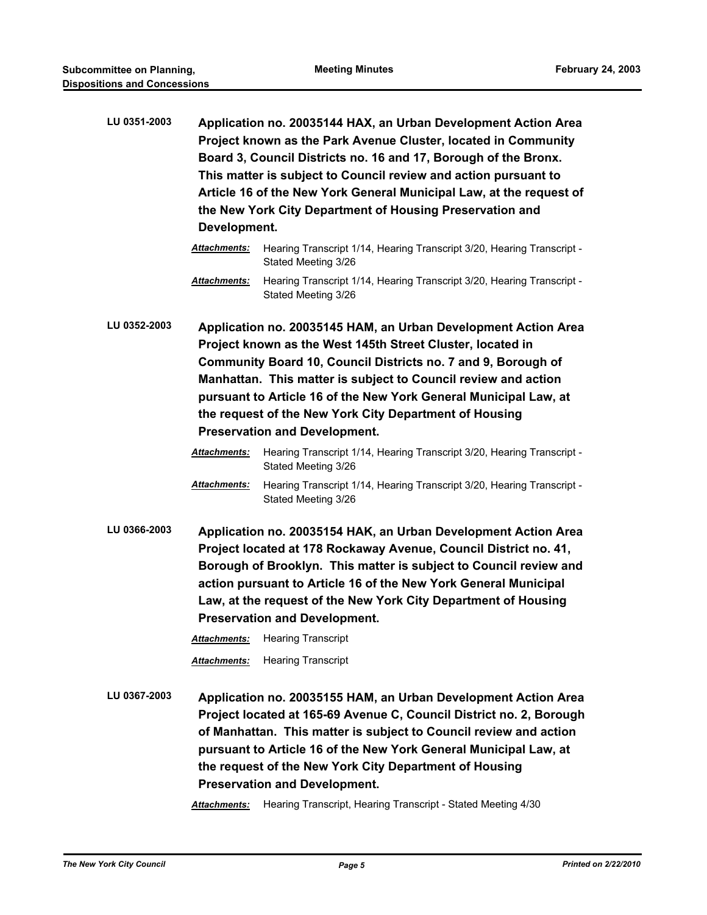**LU 0351-2003** **Application no. 20035144 HAX, an Urban Development Action Area Project known as the Park Avenue Cluster, located in Community Board 3, Council Districts no. 16 and 17, Borough of the Bronx. This matter is subject to Council review and action pursuant to Article 16 of the New York General Municipal Law, at the request of the New York City Department of Housing Preservation and Development.**

***Attachments:*** Hearing Transcript 1/14, Hearing Transcript 3/20, Hearing Transcript - Stated Meeting 3/26

***Attachments:*** Hearing Transcript 1/14, Hearing Transcript 3/20, Hearing Transcript - Stated Meeting 3/26

**LU 0352-2003** **Application no. 20035145 HAM, an Urban Development Action Area Project known as the West 145th Street Cluster, located in Community Board 10, Council Districts no. 7 and 9, Borough of Manhattan. This matter is subject to Council review and action pursuant to Article 16 of the New York General Municipal Law, at the request of the New York City Department of Housing Preservation and Development.**

***Attachments:*** Hearing Transcript 1/14, Hearing Transcript 3/20, Hearing Transcript - Stated Meeting 3/26

***Attachments:*** Hearing Transcript 1/14, Hearing Transcript 3/20, Hearing Transcript - Stated Meeting 3/26

**LU 0366-2003** **Application no. 20035154 HAK, an Urban Development Action Area Project located at 178 Rockaway Avenue, Council District no. 41, Borough of Brooklyn. This matter is subject to Council review and action pursuant to Article 16 of the New York General Municipal Law, at the request of the New York City Department of Housing Preservation and Development.**

***Attachments:*** Hearing Transcript

***Attachments:*** Hearing Transcript

**LU 0367-2003** **Application no. 20035155 HAM, an Urban Development Action Area Project located at 165-69 Avenue C, Council District no. 2, Borough of Manhattan. This matter is subject to Council review and action pursuant to Article 16 of the New York General Municipal Law, at the request of the New York City Department of Housing Preservation and Development.**

***Attachments:*** Hearing Transcript, Hearing Transcript - Stated Meeting 4/30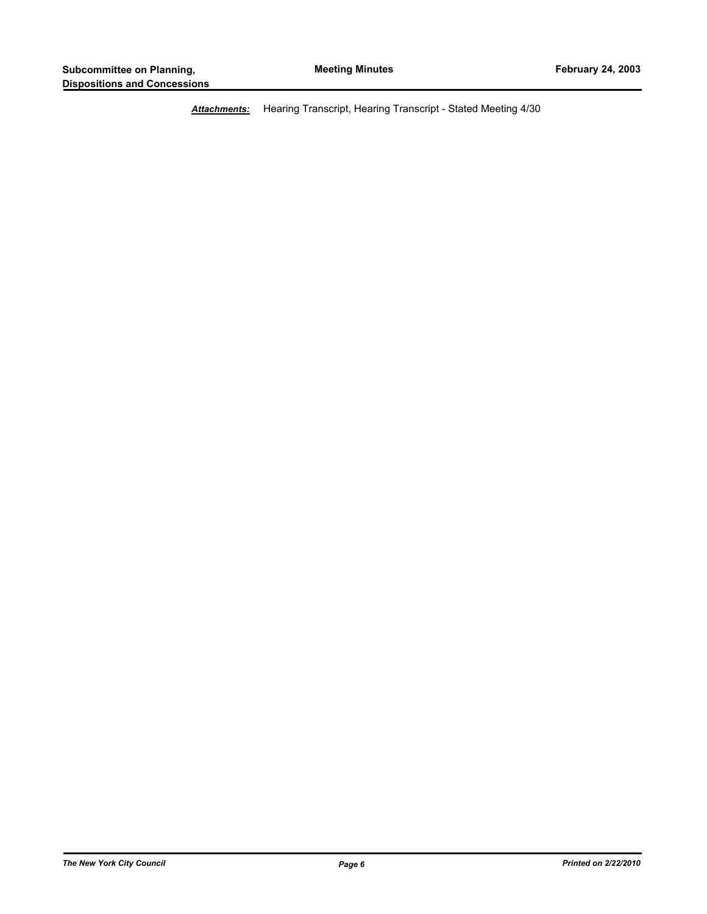***Attachments:*** Hearing Transcript, Hearing Transcript - Stated Meeting 4/30